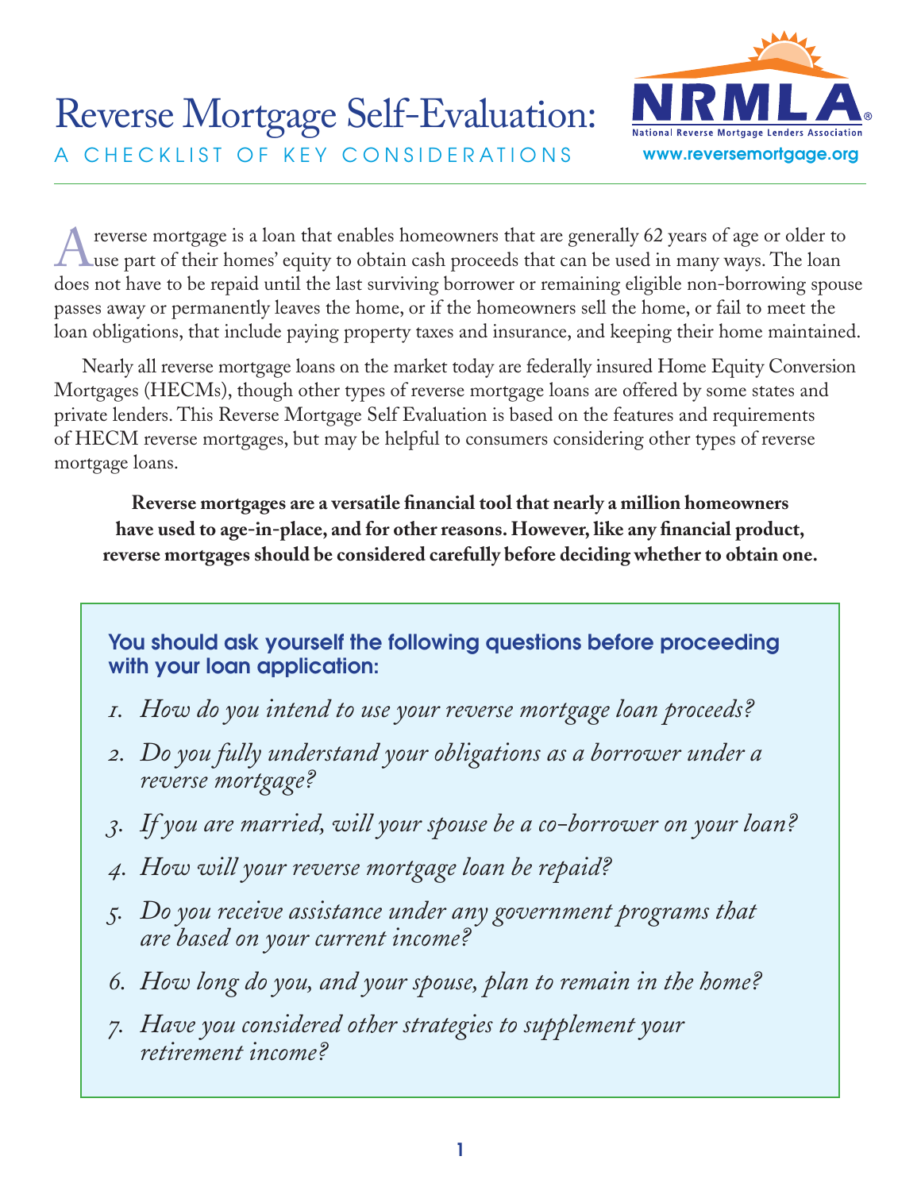# Reverse Mortgage Self-Evaluation:

## A CHECKLIST OF KEY CONSIDERATIONS

NRMLA
National Reverse Mortgage Lenders Association
www.reversemortgage.org

A reverse mortgage is a loan that enables homeowners that are generally 62 years of age or older to use part of their homes' equity to obtain cash proceeds that can be used in many ways. The loan does not have to be repaid until the last surviving borrower or remaining eligible non-borrowing spouse passes away or permanently leaves the home, or if the homeowners sell the home, or fail to meet the loan obligations, that include paying property taxes and insurance, and keeping their home maintained.

Nearly all reverse mortgage loans on the market today are federally insured Home Equity Conversion Mortgages (HECMs), though other types of reverse mortgage loans are offered by some states and private lenders. This Reverse Mortgage Self Evaluation is based on the features and requirements of HECM reverse mortgages, but may be helpful to consumers considering other types of reverse mortgage loans.

**Reverse mortgages are a versatile financial tool that nearly a million homeowners have used to age-in-place, and for other reasons. However, like any financial product, reverse mortgages should be considered carefully before deciding whether to obtain one.**

**You should ask yourself the following questions before proceeding with your loan application:**

1. *How do you intend to use your reverse mortgage loan proceeds?*
2. *Do you fully understand your obligations as a borrower under a reverse mortgage?*
3. *If you are married, will your spouse be a co-borrower on your loan?*
4. *How will your reverse mortgage loan be repaid?*
5. *Do you receive assistance under any government programs that are based on your current income?*
6. *How long do you, and your spouse, plan to remain in the home?*
7. *Have you considered other strategies to supplement your retirement income?*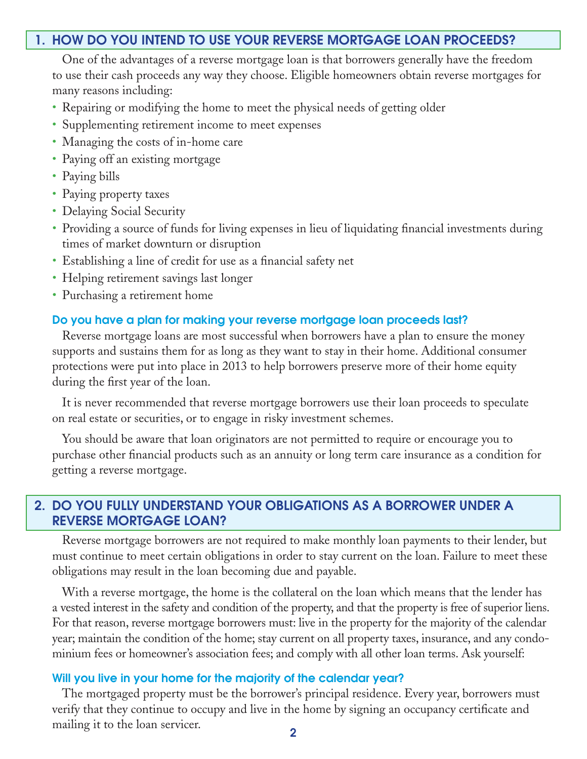## 1. HOW DO YOU INTEND TO USE YOUR REVERSE MORTGAGE LOAN PROCEEDS?

One of the advantages of a reverse mortgage loan is that borrowers generally have the freedom to use their cash proceeds any way they choose. Eligible homeowners obtain reverse mortgages for many reasons including:

- Repairing or modifying the home to meet the physical needs of getting older
- Supplementing retirement income to meet expenses
- Managing the costs of in-home care
- Paying off an existing mortgage
- Paying bills
- Paying property taxes
- Delaying Social Security
- Providing a source of funds for living expenses in lieu of liquidating financial investments during times of market downturn or disruption
- Establishing a line of credit for use as a financial safety net
- Helping retirement savings last longer
- Purchasing a retirement home

### Do you have a plan for making your reverse mortgage loan proceeds last?

Reverse mortgage loans are most successful when borrowers have a plan to ensure the money supports and sustains them for as long as they want to stay in their home. Additional consumer protections were put into place in 2013 to help borrowers preserve more of their home equity during the first year of the loan.

It is never recommended that reverse mortgage borrowers use their loan proceeds to speculate on real estate or securities, or to engage in risky investment schemes.

You should be aware that loan originators are not permitted to require or encourage you to purchase other financial products such as an annuity or long term care insurance as a condition for getting a reverse mortgage.

## 2. DO YOU FULLY UNDERSTAND YOUR OBLIGATIONS AS A BORROWER UNDER A REVERSE MORTGAGE LOAN?

Reverse mortgage borrowers are not required to make monthly loan payments to their lender, but must continue to meet certain obligations in order to stay current on the loan. Failure to meet these obligations may result in the loan becoming due and payable.

With a reverse mortgage, the home is the collateral on the loan which means that the lender has a vested interest in the safety and condition of the property, and that the property is free of superior liens. For that reason, reverse mortgage borrowers must: live in the property for the majority of the calendar year; maintain the condition of the home; stay current on all property taxes, insurance, and any condominium fees or homeowner's association fees; and comply with all other loan terms. Ask yourself:

### Will you live in your home for the majority of the calendar year?

The mortgaged property must be the borrower's principal residence. Every year, borrowers must verify that they continue to occupy and live in the home by signing an occupancy certificate and mailing it to the loan servicer.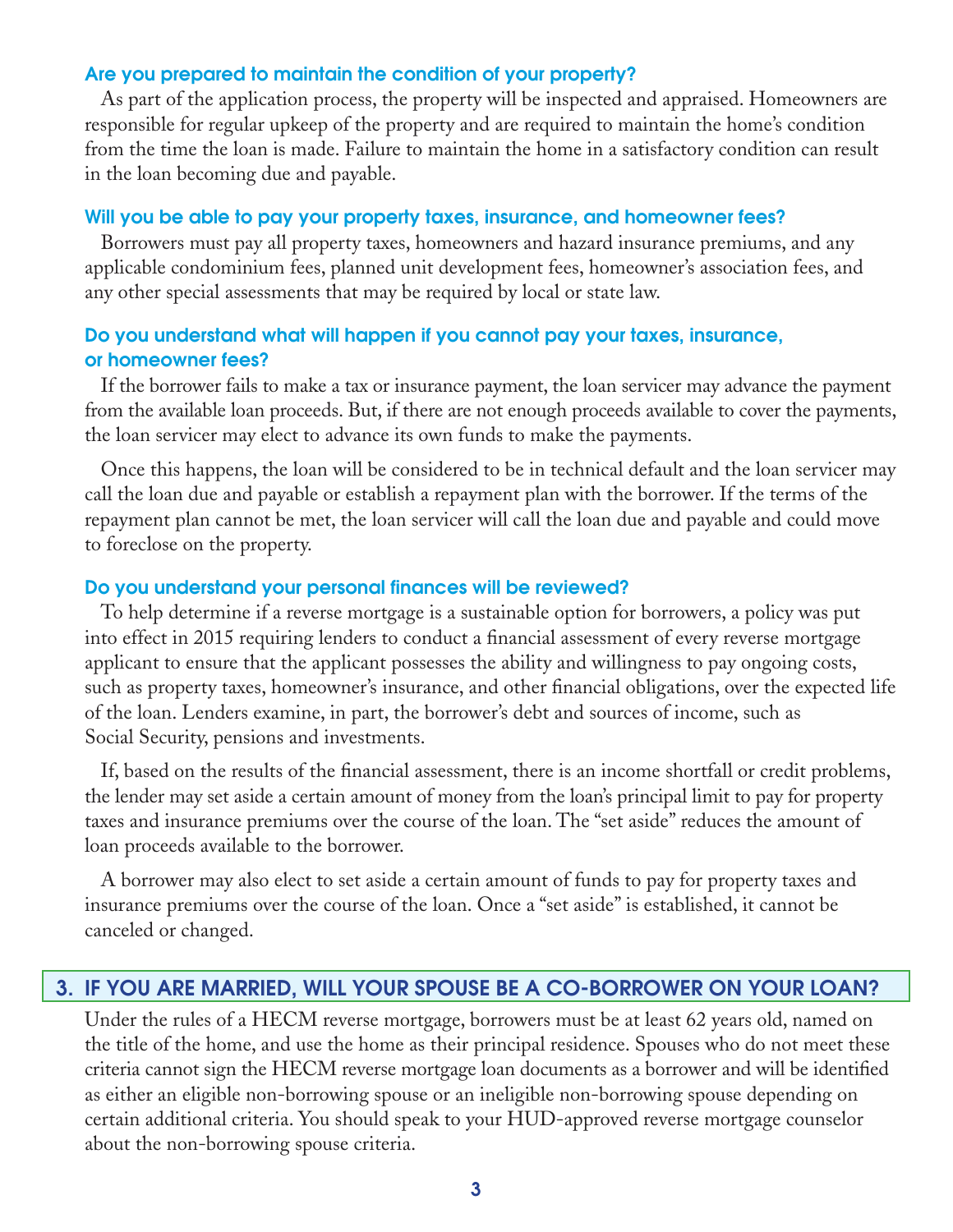### Are you prepared to maintain the condition of your property?

As part of the application process, the property will be inspected and appraised. Homeowners are responsible for regular upkeep of the property and are required to maintain the home's condition from the time the loan is made. Failure to maintain the home in a satisfactory condition can result in the loan becoming due and payable.

### Will you be able to pay your property taxes, insurance, and homeowner fees?

Borrowers must pay all property taxes, homeowners and hazard insurance premiums, and any applicable condominium fees, planned unit development fees, homeowner's association fees, and any other special assessments that may be required by local or state law.

### Do you understand what will happen if you cannot pay your taxes, insurance, or homeowner fees?

If the borrower fails to make a tax or insurance payment, the loan servicer may advance the payment from the available loan proceeds. But, if there are not enough proceeds available to cover the payments, the loan servicer may elect to advance its own funds to make the payments.

Once this happens, the loan will be considered to be in technical default and the loan servicer may call the loan due and payable or establish a repayment plan with the borrower. If the terms of the repayment plan cannot be met, the loan servicer will call the loan due and payable and could move to foreclose on the property.

### Do you understand your personal finances will be reviewed?

To help determine if a reverse mortgage is a sustainable option for borrowers, a policy was put into effect in 2015 requiring lenders to conduct a financial assessment of every reverse mortgage applicant to ensure that the applicant possesses the ability and willingness to pay ongoing costs, such as property taxes, homeowner's insurance, and other financial obligations, over the expected life of the loan. Lenders examine, in part, the borrower's debt and sources of income, such as Social Security, pensions and investments.

If, based on the results of the financial assessment, there is an income shortfall or credit problems, the lender may set aside a certain amount of money from the loan's principal limit to pay for property taxes and insurance premiums over the course of the loan. The "set aside" reduces the amount of loan proceeds available to the borrower.

A borrower may also elect to set aside a certain amount of funds to pay for property taxes and insurance premiums over the course of the loan. Once a "set aside" is established, it cannot be canceled or changed.

## 3. IF YOU ARE MARRIED, WILL YOUR SPOUSE BE A CO-BORROWER ON YOUR LOAN?

Under the rules of a HECM reverse mortgage, borrowers must be at least 62 years old, named on the title of the home, and use the home as their principal residence. Spouses who do not meet these criteria cannot sign the HECM reverse mortgage loan documents as a borrower and will be identified as either an eligible non-borrowing spouse or an ineligible non-borrowing spouse depending on certain additional criteria. You should speak to your HUD-approved reverse mortgage counselor about the non-borrowing spouse criteria.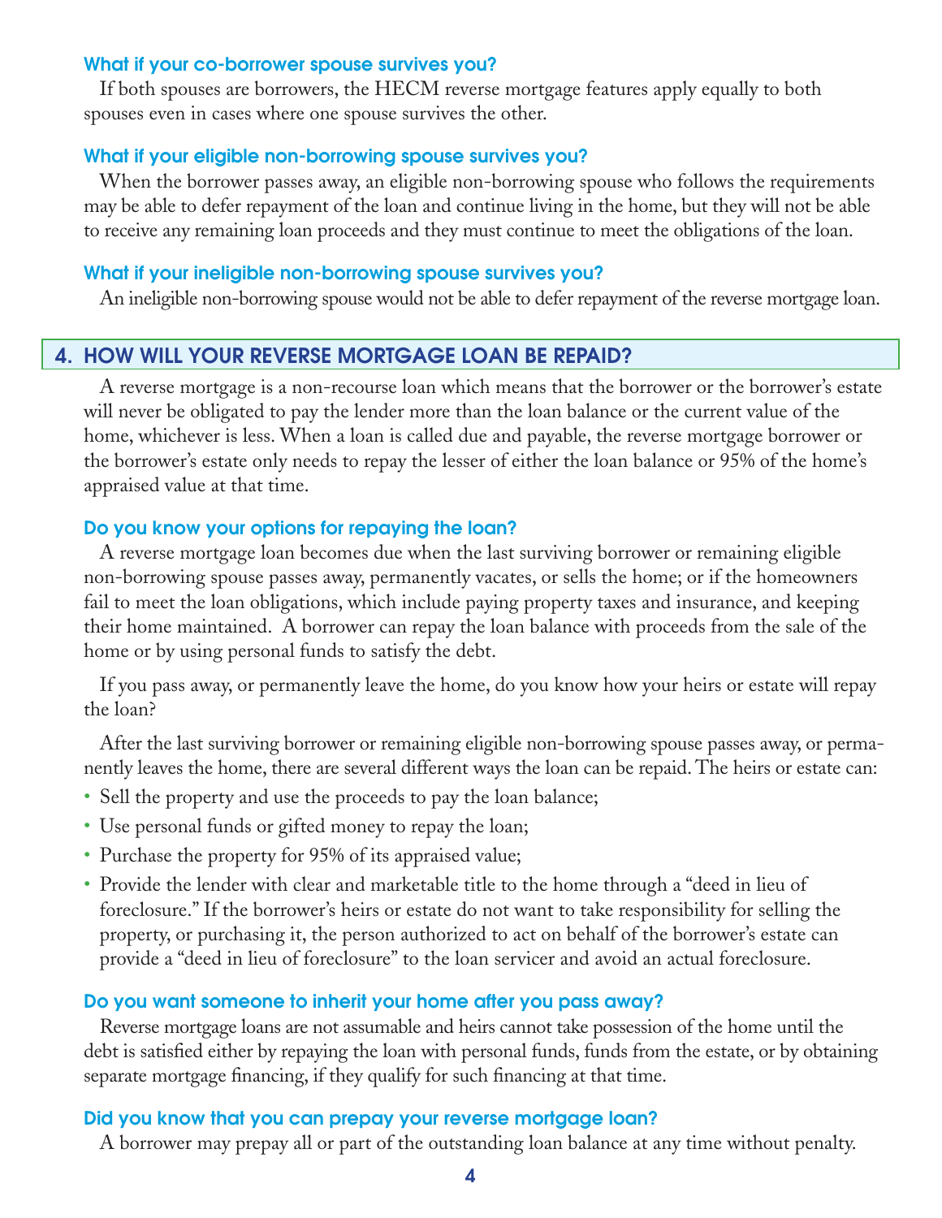### What if your co-borrower spouse survives you?

If both spouses are borrowers, the HECM reverse mortgage features apply equally to both spouses even in cases where one spouse survives the other.

### What if your eligible non-borrowing spouse survives you?

When the borrower passes away, an eligible non-borrowing spouse who follows the requirements may be able to defer repayment of the loan and continue living in the home, but they will not be able to receive any remaining loan proceeds and they must continue to meet the obligations of the loan.

### What if your ineligible non-borrowing spouse survives you?

An ineligible non-borrowing spouse would not be able to defer repayment of the reverse mortgage loan.

## 4. HOW WILL YOUR REVERSE MORTGAGE LOAN BE REPAID?

A reverse mortgage is a non-recourse loan which means that the borrower or the borrower's estate will never be obligated to pay the lender more than the loan balance or the current value of the home, whichever is less. When a loan is called due and payable, the reverse mortgage borrower or the borrower's estate only needs to repay the lesser of either the loan balance or 95% of the home's appraised value at that time.

### Do you know your options for repaying the loan?

A reverse mortgage loan becomes due when the last surviving borrower or remaining eligible non-borrowing spouse passes away, permanently vacates, or sells the home; or if the homeowners fail to meet the loan obligations, which include paying property taxes and insurance, and keeping their home maintained. A borrower can repay the loan balance with proceeds from the sale of the home or by using personal funds to satisfy the debt.

If you pass away, or permanently leave the home, do you know how your heirs or estate will repay the loan?

After the last surviving borrower or remaining eligible non-borrowing spouse passes away, or permanently leaves the home, there are several different ways the loan can be repaid. The heirs or estate can:

- Sell the property and use the proceeds to pay the loan balance;
- Use personal funds or gifted money to repay the loan;
- Purchase the property for 95% of its appraised value;
- Provide the lender with clear and marketable title to the home through a "deed in lieu of foreclosure." If the borrower's heirs or estate do not want to take responsibility for selling the property, or purchasing it, the person authorized to act on behalf of the borrower's estate can provide a "deed in lieu of foreclosure" to the loan servicer and avoid an actual foreclosure.

### Do you want someone to inherit your home after you pass away?

Reverse mortgage loans are not assumable and heirs cannot take possession of the home until the debt is satisfied either by repaying the loan with personal funds, funds from the estate, or by obtaining separate mortgage financing, if they qualify for such financing at that time.

### Did you know that you can prepay your reverse mortgage loan?

A borrower may prepay all or part of the outstanding loan balance at any time without penalty.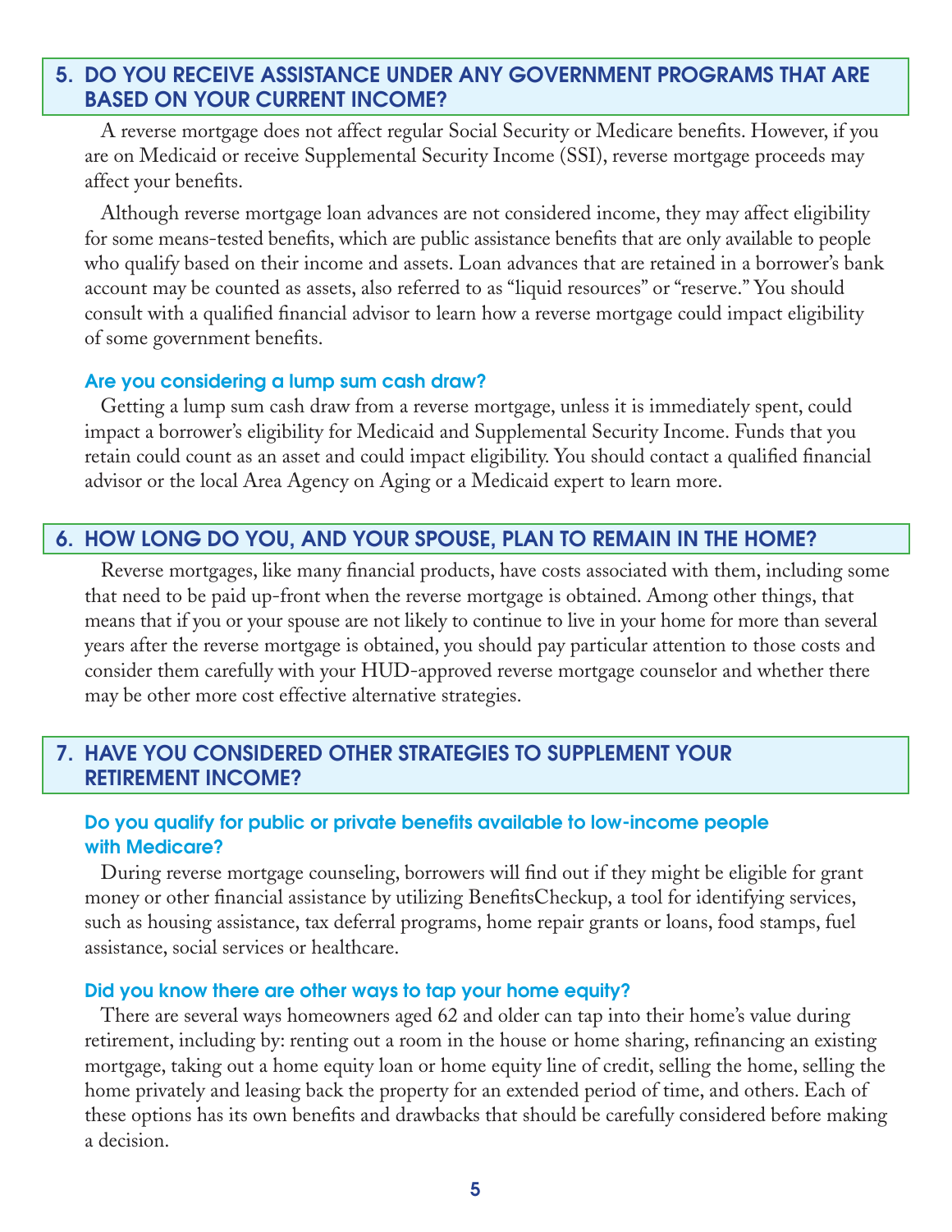## 5. DO YOU RECEIVE ASSISTANCE UNDER ANY GOVERNMENT PROGRAMS THAT ARE BASED ON YOUR CURRENT INCOME?

A reverse mortgage does not affect regular Social Security or Medicare benefits. However, if you are on Medicaid or receive Supplemental Security Income (SSI), reverse mortgage proceeds may affect your benefits.

Although reverse mortgage loan advances are not considered income, they may affect eligibility for some means-tested benefits, which are public assistance benefits that are only available to people who qualify based on their income and assets. Loan advances that are retained in a borrower's bank account may be counted as assets, also referred to as "liquid resources" or "reserve." You should consult with a qualified financial advisor to learn how a reverse mortgage could impact eligibility of some government benefits.

### Are you considering a lump sum cash draw?

Getting a lump sum cash draw from a reverse mortgage, unless it is immediately spent, could impact a borrower's eligibility for Medicaid and Supplemental Security Income. Funds that you retain could count as an asset and could impact eligibility. You should contact a qualified financial advisor or the local Area Agency on Aging or a Medicaid expert to learn more.

## 6. HOW LONG DO YOU, AND YOUR SPOUSE, PLAN TO REMAIN IN THE HOME?

Reverse mortgages, like many financial products, have costs associated with them, including some that need to be paid up-front when the reverse mortgage is obtained. Among other things, that means that if you or your spouse are not likely to continue to live in your home for more than several years after the reverse mortgage is obtained, you should pay particular attention to those costs and consider them carefully with your HUD-approved reverse mortgage counselor and whether there may be other more cost effective alternative strategies.

## 7. HAVE YOU CONSIDERED OTHER STRATEGIES TO SUPPLEMENT YOUR RETIREMENT INCOME?

### Do you qualify for public or private benefits available to low-income people with Medicare?

During reverse mortgage counseling, borrowers will find out if they might be eligible for grant money or other financial assistance by utilizing BenefitsCheckup, a tool for identifying services, such as housing assistance, tax deferral programs, home repair grants or loans, food stamps, fuel assistance, social services or healthcare.

### Did you know there are other ways to tap your home equity?

There are several ways homeowners aged 62 and older can tap into their home's value during retirement, including by: renting out a room in the house or home sharing, refinancing an existing mortgage, taking out a home equity loan or home equity line of credit, selling the home, selling the home privately and leasing back the property for an extended period of time, and others. Each of these options has its own benefits and drawbacks that should be carefully considered before making a decision.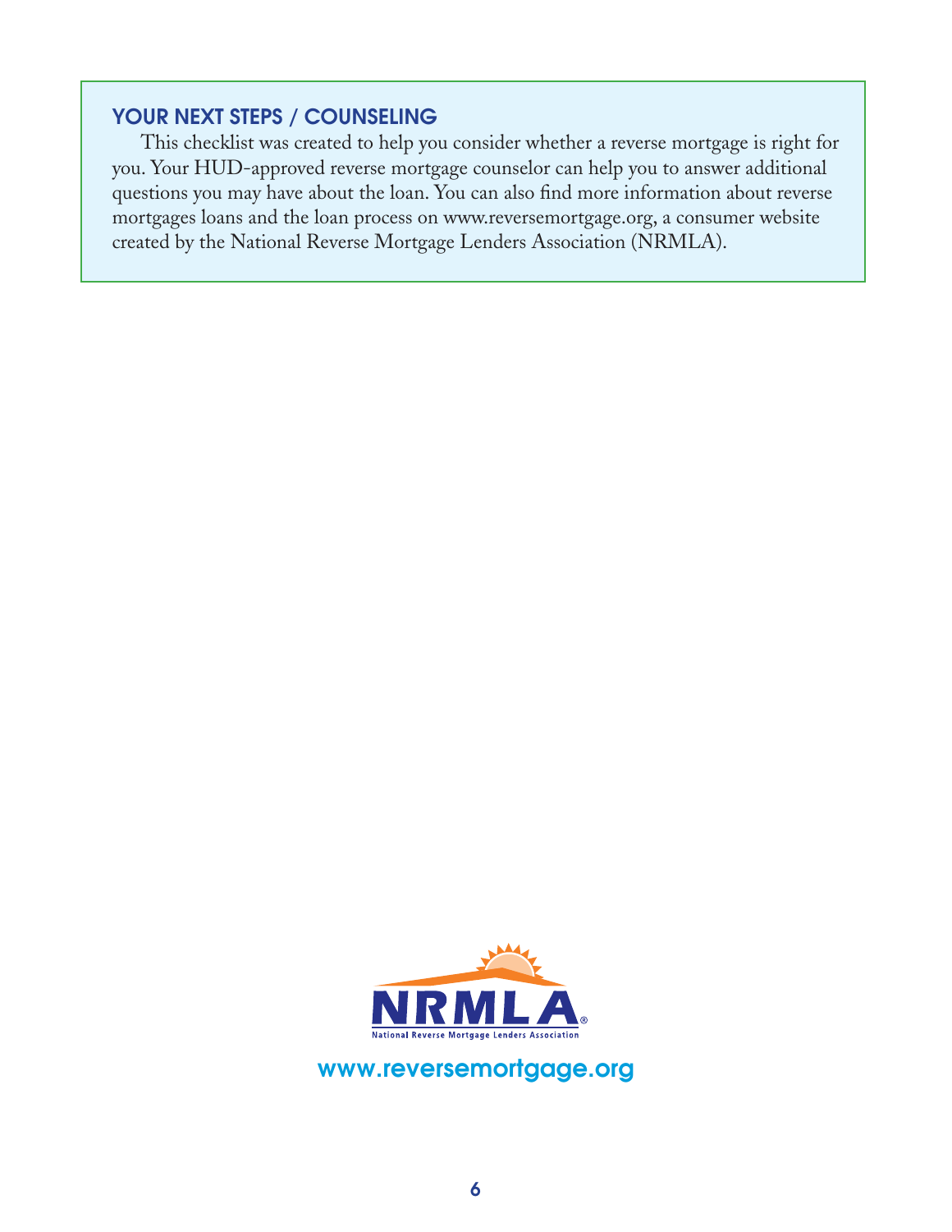## YOUR NEXT STEPS / COUNSELING

This checklist was created to help you consider whether a reverse mortgage is right for you. Your HUD-approved reverse mortgage counselor can help you to answer additional questions you may have about the loan. You can also find more information about reverse mortgages loans and the loan process on www.reversemortgage.org, a consumer website created by the National Reverse Mortgage Lenders Association (NRMLA).

NRMLA®
National Reverse Mortgage Lenders Association

www.reversemortgage.org